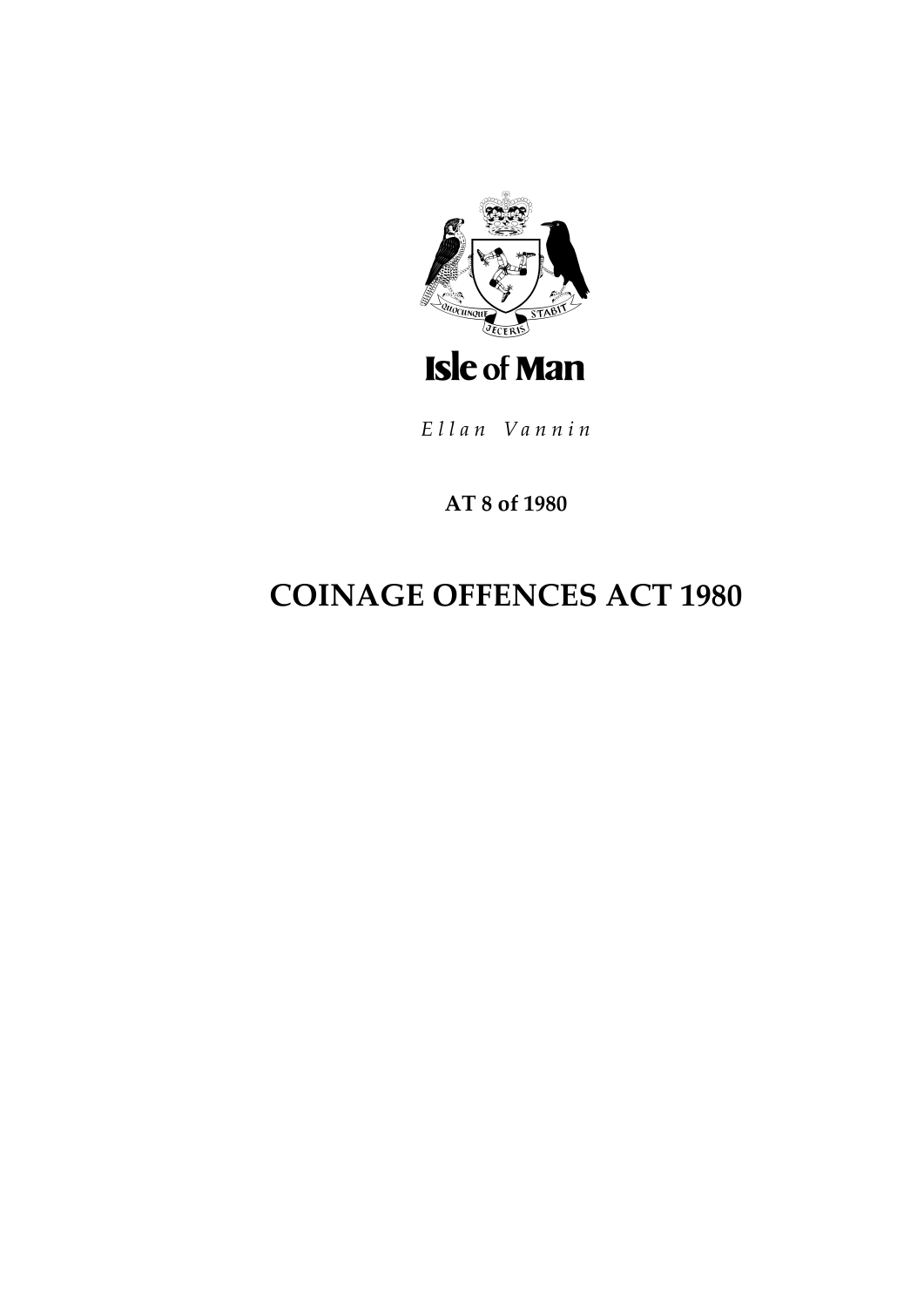Isle of Man

*Ellan Vannin*

**AT 8 of 1980**

# COINAGE OFFENCES ACT 1980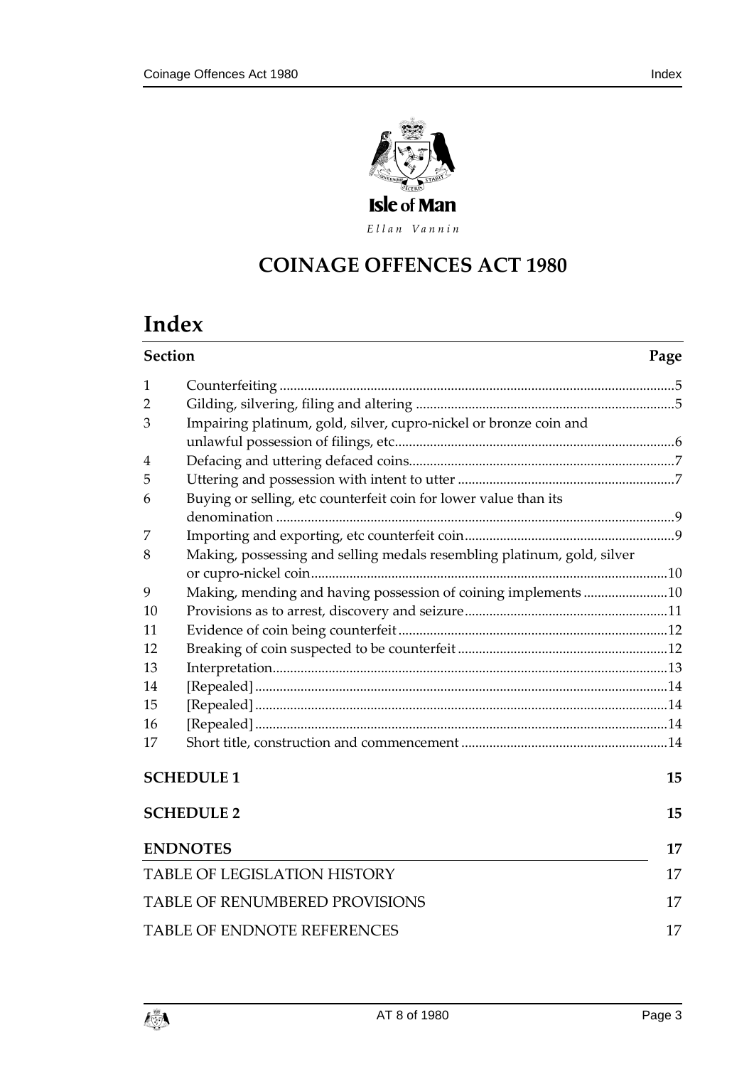Isle of Man

*Ellan Vannin*

# COINAGE OFFENCES ACT 1980

## Index

| Section | | Page |
|---|---|---|
| 1 | Counterfeiting | 5 |
| 2 | Gilding, silvering, filing and altering | 5 |
| 3 | Impairing platinum, gold, silver, cupro-nickel or bronze coin and unlawful possession of filings, etc | 6 |
| 4 | Defacing and uttering defaced coins | 7 |
| 5 | Uttering and possession with intent to utter | 7 |
| 6 | Buying or selling, etc counterfeit coin for lower value than its denomination | 9 |
| 7 | Importing and exporting, etc counterfeit coin | 9 |
| 8 | Making, possessing and selling medals resembling platinum, gold, silver or cupro-nickel coin | 10 |
| 9 | Making, mending and having possession of coining implements | 10 |
| 10 | Provisions as to arrest, discovery and seizure | 11 |
| 11 | Evidence of coin being counterfeit | 12 |
| 12 | Breaking of coin suspected to be counterfeit | 12 |
| 13 | Interpretation | 13 |
| 14 | [Repealed] | 14 |
| 15 | [Repealed] | 14 |
| 16 | [Repealed] | 14 |
| 17 | Short title, construction and commencement | 14 |

**SCHEDULE 1** 15

**SCHEDULE 2** 15

**ENDNOTES** 17

TABLE OF LEGISLATION HISTORY 17

TABLE OF RENUMBERED PROVISIONS 17

TABLE OF ENDNOTE REFERENCES 17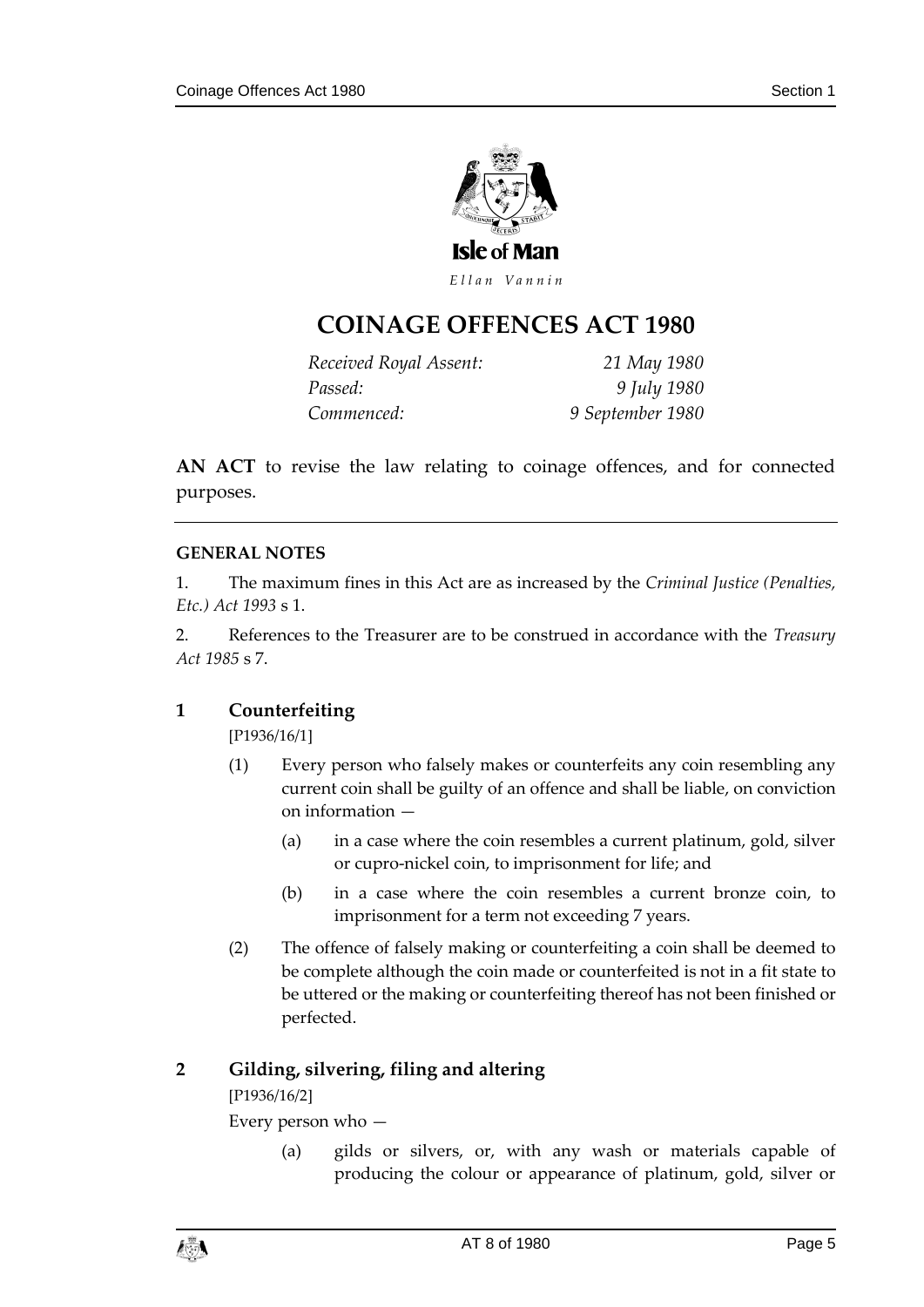Isle of Man

*Ellan Vannin*

# COINAGE OFFENCES ACT 1980

| | |
|---|---|
| *Received Royal Assent:* | *21 May 1980* |
| *Passed:* | *9 July 1980* |
| *Commenced:* | *9 September 1980* |

**AN ACT** to revise the law relating to coinage offences, and for connected purposes.

---

**GENERAL NOTES**

1. The maximum fines in this Act are as increased by the *Criminal Justice (Penalties, Etc.) Act 1993* s 1.

2. References to the Treasurer are to be construed in accordance with the *Treasury Act 1985* s 7.

## 1 Counterfeiting

[P1936/16/1]

(1) Every person who falsely makes or counterfeits any coin resembling any current coin shall be guilty of an offence and shall be liable, on conviction on information —

(a) in a case where the coin resembles a current platinum, gold, silver or cupro-nickel coin, to imprisonment for life; and

(b) in a case where the coin resembles a current bronze coin, to imprisonment for a term not exceeding 7 years.

(2) The offence of falsely making or counterfeiting a coin shall be deemed to be complete although the coin made or counterfeited is not in a fit state to be uttered or the making or counterfeiting thereof has not been finished or perfected.

## 2 Gilding, silvering, filing and altering

[P1936/16/2]

Every person who —

(a) gilds or silvers, or, with any wash or materials capable of producing the colour or appearance of platinum, gold, silver or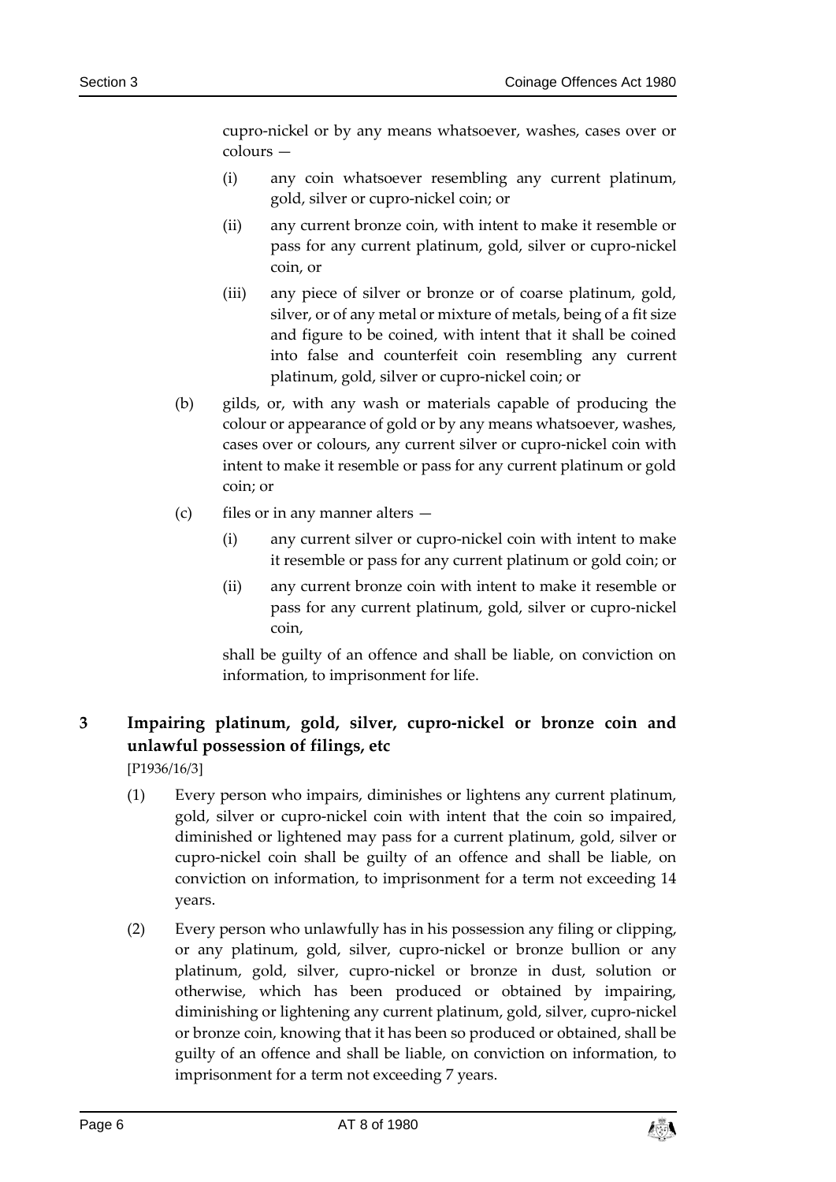cupro-nickel or by any means whatsoever, washes, cases over or colours —

(i) any coin whatsoever resembling any current platinum, gold, silver or cupro-nickel coin; or

(ii) any current bronze coin, with intent to make it resemble or pass for any current platinum, gold, silver or cupro-nickel coin, or

(iii) any piece of silver or bronze or of coarse platinum, gold, silver, or of any metal or mixture of metals, being of a fit size and figure to be coined, with intent that it shall be coined into false and counterfeit coin resembling any current platinum, gold, silver or cupro-nickel coin; or

(b) gilds, or, with any wash or materials capable of producing the colour or appearance of gold or by any means whatsoever, washes, cases over or colours, any current silver or cupro-nickel coin with intent to make it resemble or pass for any current platinum or gold coin; or

(c) files or in any manner alters —

(i) any current silver or cupro-nickel coin with intent to make it resemble or pass for any current platinum or gold coin; or

(ii) any current bronze coin with intent to make it resemble or pass for any current platinum, gold, silver or cupro-nickel coin,

shall be guilty of an offence and shall be liable, on conviction on information, to imprisonment for life.

## 3 Impairing platinum, gold, silver, cupro-nickel or bronze coin and unlawful possession of filings, etc

[P1936/16/3]

(1) Every person who impairs, diminishes or lightens any current platinum, gold, silver or cupro-nickel coin with intent that the coin so impaired, diminished or lightened may pass for a current platinum, gold, silver or cupro-nickel coin shall be guilty of an offence and shall be liable, on conviction on information, to imprisonment for a term not exceeding 14 years.

(2) Every person who unlawfully has in his possession any filing or clipping, or any platinum, gold, silver, cupro-nickel or bronze bullion or any platinum, gold, silver, cupro-nickel or bronze in dust, solution or otherwise, which has been produced or obtained by impairing, diminishing or lightening any current platinum, gold, silver, cupro-nickel or bronze coin, knowing that it has been so produced or obtained, shall be guilty of an offence and shall be liable, on conviction on information, to imprisonment for a term not exceeding 7 years.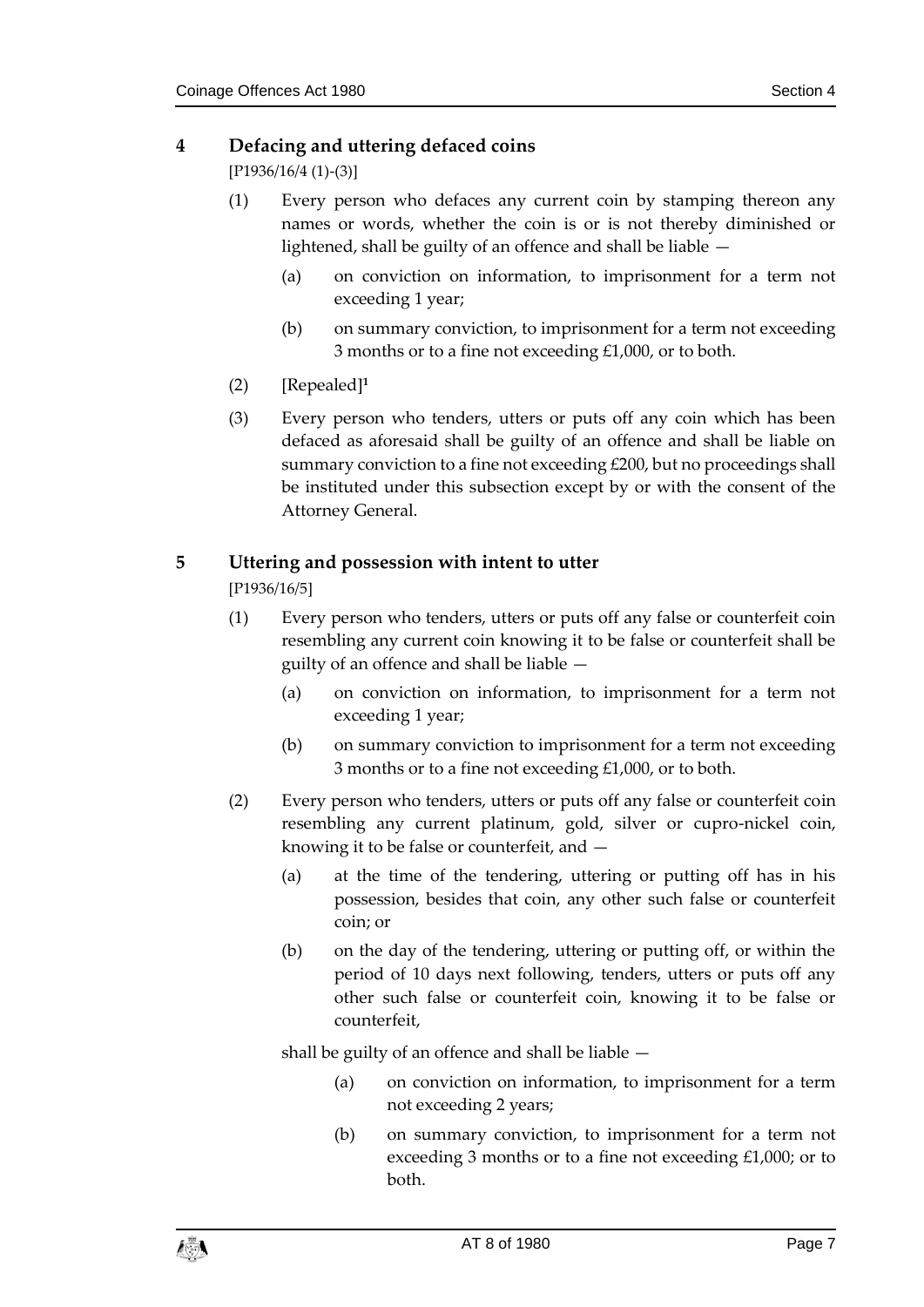## 4 Defacing and uttering defaced coins

[P1936/16/4 (1)-(3)]

(1) Every person who defaces any current coin by stamping thereon any names or words, whether the coin is or is not thereby diminished or lightened, shall be guilty of an offence and shall be liable —

(a) on conviction on information, to imprisonment for a term not exceeding 1 year;

(b) on summary conviction, to imprisonment for a term not exceeding 3 months or to a fine not exceeding £1,000, or to both.

(2) [Repealed][1]

(3) Every person who tenders, utters or puts off any coin which has been defaced as aforesaid shall be guilty of an offence and shall be liable on summary conviction to a fine not exceeding £200, but no proceedings shall be instituted under this subsection except by or with the consent of the Attorney General.

## 5 Uttering and possession with intent to utter

[P1936/16/5]

(1) Every person who tenders, utters or puts off any false or counterfeit coin resembling any current coin knowing it to be false or counterfeit shall be guilty of an offence and shall be liable —

(a) on conviction on information, to imprisonment for a term not exceeding 1 year;

(b) on summary conviction to imprisonment for a term not exceeding 3 months or to a fine not exceeding £1,000, or to both.

(2) Every person who tenders, utters or puts off any false or counterfeit coin resembling any current platinum, gold, silver or cupro-nickel coin, knowing it to be false or counterfeit, and —

(a) at the time of the tendering, uttering or putting off has in his possession, besides that coin, any other such false or counterfeit coin; or

(b) on the day of the tendering, uttering or putting off, or within the period of 10 days next following, tenders, utters or puts off any other such false or counterfeit coin, knowing it to be false or counterfeit,

shall be guilty of an offence and shall be liable —

(a) on conviction on information, to imprisonment for a term not exceeding 2 years;

(b) on summary conviction, to imprisonment for a term not exceeding 3 months or to a fine not exceeding £1,000; or to both.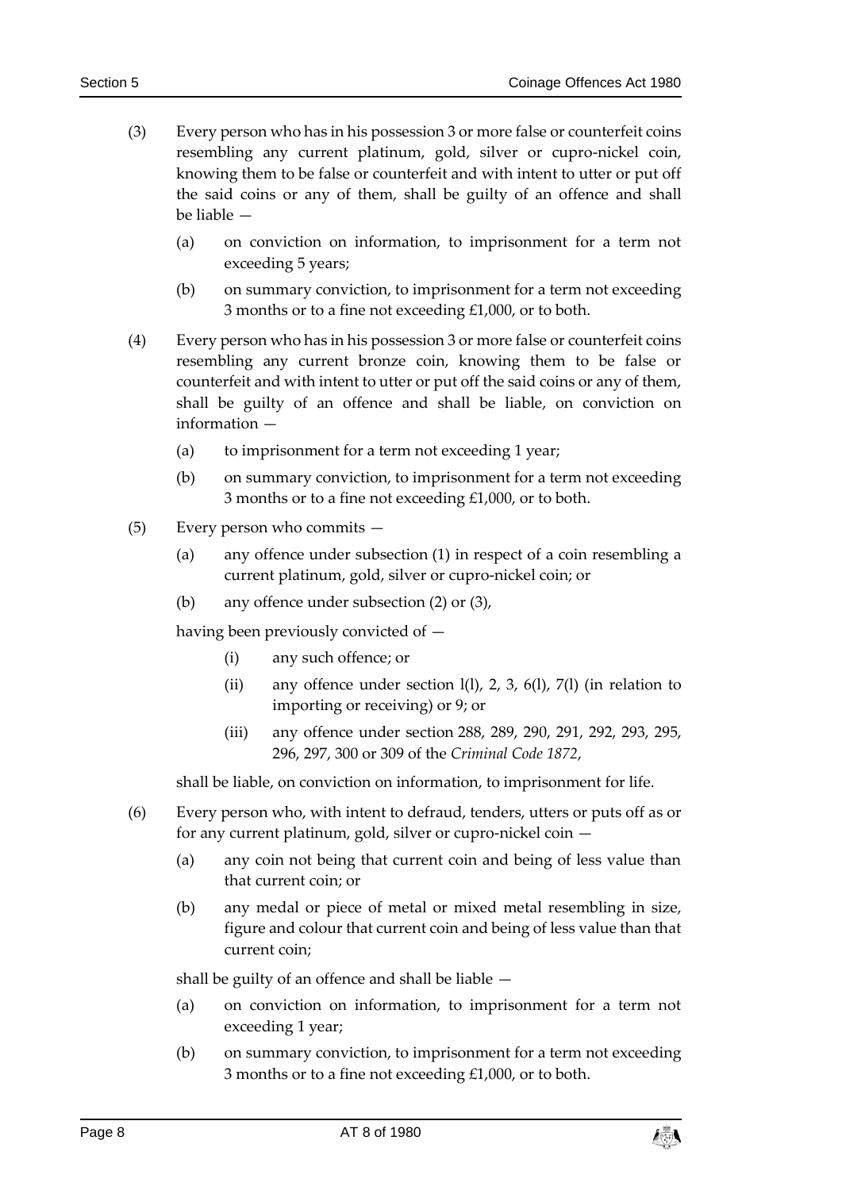(3) Every person who has in his possession 3 or more false or counterfeit coins resembling any current platinum, gold, silver or cupro-nickel coin, knowing them to be false or counterfeit and with intent to utter or put off the said coins or any of them, shall be guilty of an offence and shall be liable —

(a) on conviction on information, to imprisonment for a term not exceeding 5 years;

(b) on summary conviction, to imprisonment for a term not exceeding 3 months or to a fine not exceeding £1,000, or to both.

(4) Every person who has in his possession 3 or more false or counterfeit coins resembling any current bronze coin, knowing them to be false or counterfeit and with intent to utter or put off the said coins or any of them, shall be guilty of an offence and shall be liable, on conviction on information —

(a) to imprisonment for a term not exceeding 1 year;

(b) on summary conviction, to imprisonment for a term not exceeding 3 months or to a fine not exceeding £1,000, or to both.

(5) Every person who commits —

(a) any offence under subsection (1) in respect of a coin resembling a current platinum, gold, silver or cupro-nickel coin; or

(b) any offence under subsection (2) or (3),

having been previously convicted of —

(i) any such offence; or

(ii) any offence under section l(l), 2, 3, 6(l), 7(l) (in relation to importing or receiving) or 9; or

(iii) any offence under section 288, 289, 290, 291, 292, 293, 295, 296, 297, 300 or 309 of the *Criminal Code 1872*,

shall be liable, on conviction on information, to imprisonment for life.

(6) Every person who, with intent to defraud, tenders, utters or puts off as or for any current platinum, gold, silver or cupro-nickel coin —

(a) any coin not being that current coin and being of less value than that current coin; or

(b) any medal or piece of metal or mixed metal resembling in size, figure and colour that current coin and being of less value than that current coin;

shall be guilty of an offence and shall be liable —

(a) on conviction on information, to imprisonment for a term not exceeding 1 year;

(b) on summary conviction, to imprisonment for a term not exceeding 3 months or to a fine not exceeding £1,000, or to both.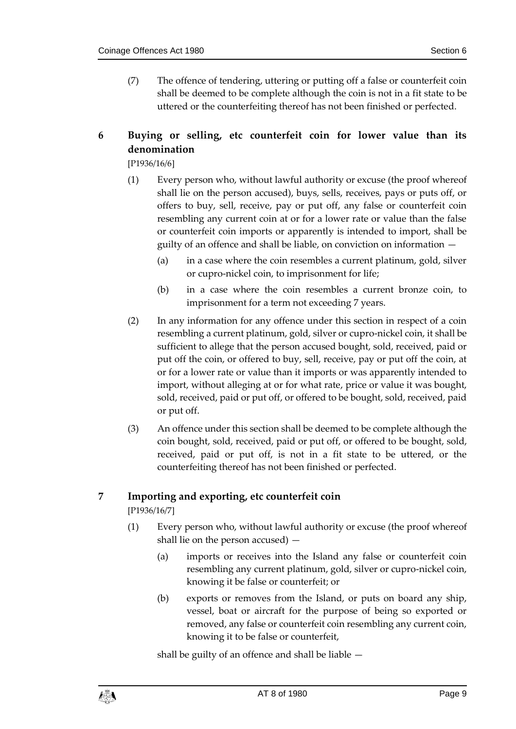(7) The offence of tendering, uttering or putting off a false or counterfeit coin shall be deemed to be complete although the coin is not in a fit state to be uttered or the counterfeiting thereof has not been finished or perfected.

## 6 Buying or selling, etc counterfeit coin for lower value than its denomination

[P1936/16/6]

(1) Every person who, without lawful authority or excuse (the proof whereof shall lie on the person accused), buys, sells, receives, pays or puts off, or offers to buy, sell, receive, pay or put off, any false or counterfeit coin resembling any current coin at or for a lower rate or value than the false or counterfeit coin imports or apparently is intended to import, shall be guilty of an offence and shall be liable, on conviction on information —

(a) in a case where the coin resembles a current platinum, gold, silver or cupro-nickel coin, to imprisonment for life;

(b) in a case where the coin resembles a current bronze coin, to imprisonment for a term not exceeding 7 years.

(2) In any information for any offence under this section in respect of a coin resembling a current platinum, gold, silver or cupro-nickel coin, it shall be sufficient to allege that the person accused bought, sold, received, paid or put off the coin, or offered to buy, sell, receive, pay or put off the coin, at or for a lower rate or value than it imports or was apparently intended to import, without alleging at or for what rate, price or value it was bought, sold, received, paid or put off, or offered to be bought, sold, received, paid or put off.

(3) An offence under this section shall be deemed to be complete although the coin bought, sold, received, paid or put off, or offered to be bought, sold, received, paid or put off, is not in a fit state to be uttered, or the counterfeiting thereof has not been finished or perfected.

## 7 Importing and exporting, etc counterfeit coin

[P1936/16/7]

(1) Every person who, without lawful authority or excuse (the proof whereof shall lie on the person accused) —

(a) imports or receives into the Island any false or counterfeit coin resembling any current platinum, gold, silver or cupro-nickel coin, knowing it be false or counterfeit; or

(b) exports or removes from the Island, or puts on board any ship, vessel, boat or aircraft for the purpose of being so exported or removed, any false or counterfeit coin resembling any current coin, knowing it to be false or counterfeit,

shall be guilty of an offence and shall be liable —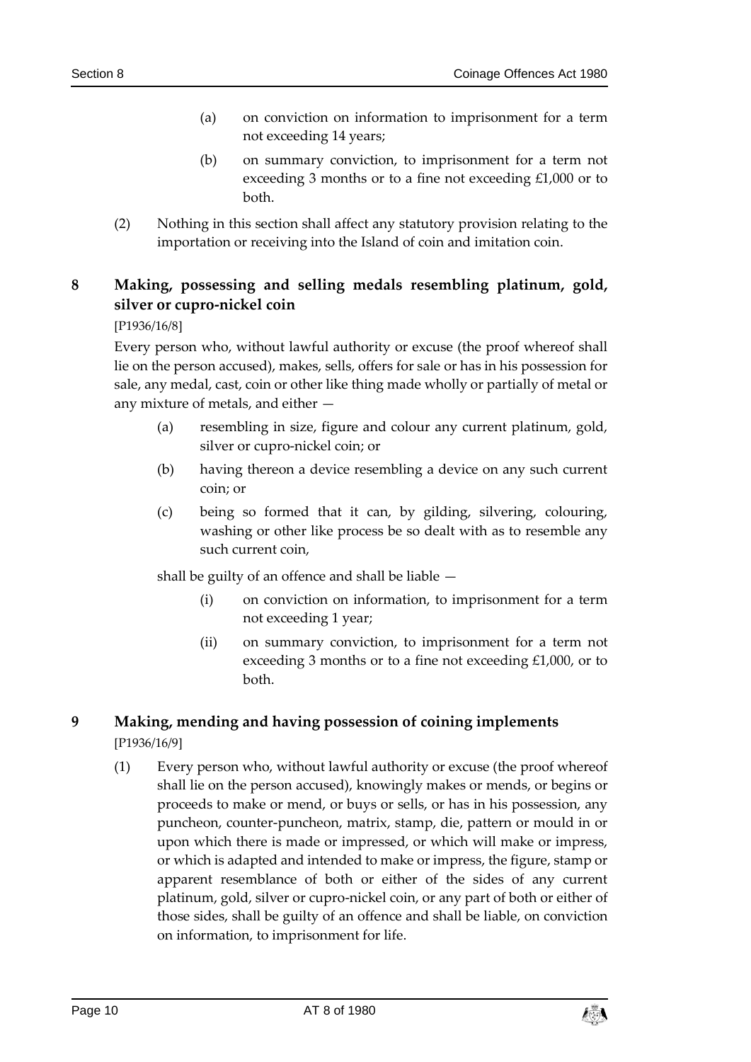(a) on conviction on information to imprisonment for a term not exceeding 14 years;

(b) on summary conviction, to imprisonment for a term not exceeding 3 months or to a fine not exceeding £1,000 or to both.

(2) Nothing in this section shall affect any statutory provision relating to the importation or receiving into the Island of coin and imitation coin.

## 8 Making, possessing and selling medals resembling platinum, gold, silver or cupro-nickel coin

[P1936/16/8]

Every person who, without lawful authority or excuse (the proof whereof shall lie on the person accused), makes, sells, offers for sale or has in his possession for sale, any medal, cast, coin or other like thing made wholly or partially of metal or any mixture of metals, and either —

(a) resembling in size, figure and colour any current platinum, gold, silver or cupro-nickel coin; or

(b) having thereon a device resembling a device on any such current coin; or

(c) being so formed that it can, by gilding, silvering, colouring, washing or other like process be so dealt with as to resemble any such current coin,

shall be guilty of an offence and shall be liable —

(i) on conviction on information, to imprisonment for a term not exceeding 1 year;

(ii) on summary conviction, to imprisonment for a term not exceeding 3 months or to a fine not exceeding £1,000, or to both.

## 9 Making, mending and having possession of coining implements

[P1936/16/9]

(1) Every person who, without lawful authority or excuse (the proof whereof shall lie on the person accused), knowingly makes or mends, or begins or proceeds to make or mend, or buys or sells, or has in his possession, any puncheon, counter-puncheon, matrix, stamp, die, pattern or mould in or upon which there is made or impressed, or which will make or impress, or which is adapted and intended to make or impress, the figure, stamp or apparent resemblance of both or either of the sides of any current platinum, gold, silver or cupro-nickel coin, or any part of both or either of those sides, shall be guilty of an offence and shall be liable, on conviction on information, to imprisonment for life.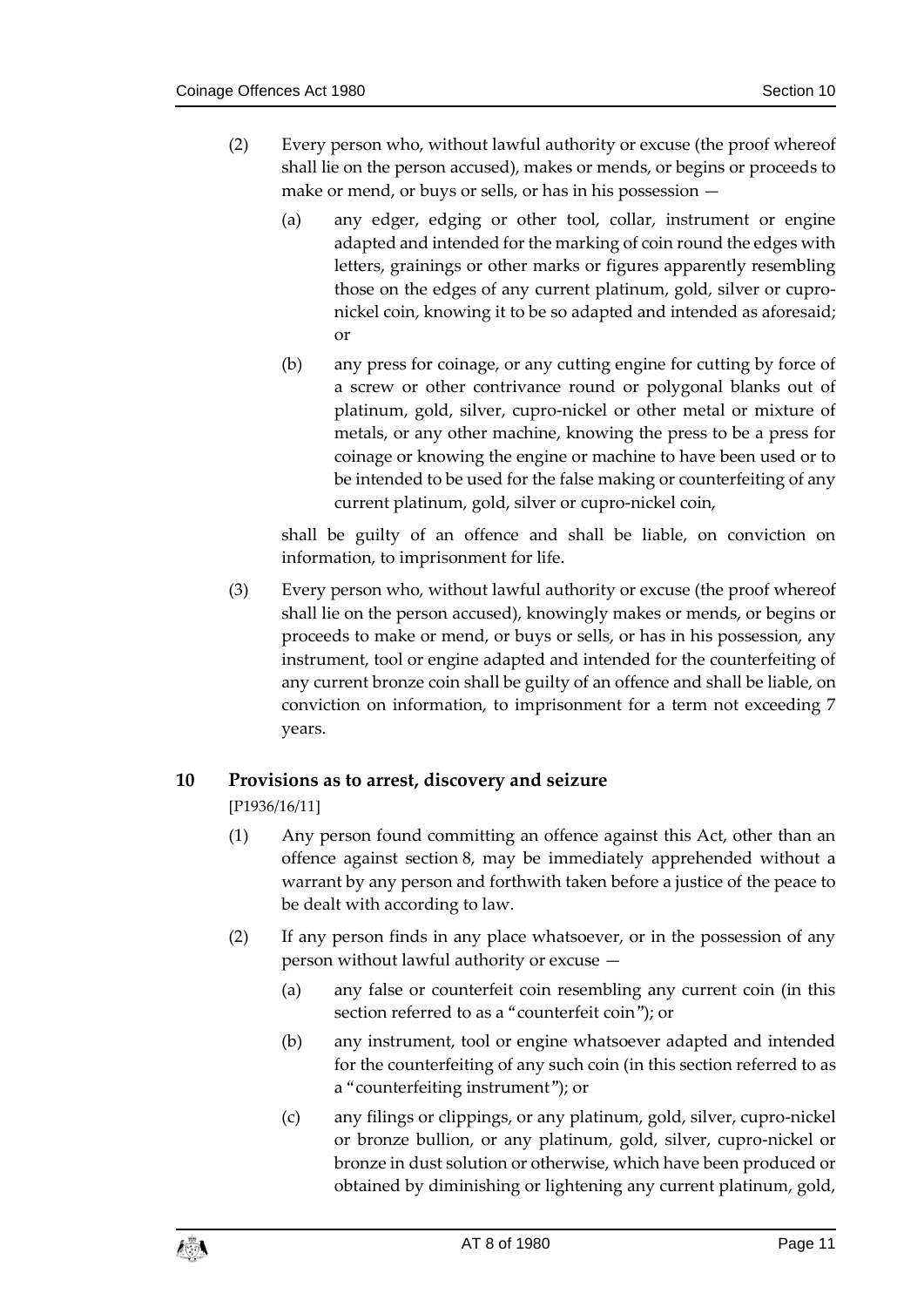(2) Every person who, without lawful authority or excuse (the proof whereof shall lie on the person accused), makes or mends, or begins or proceeds to make or mend, or buys or sells, or has in his possession —

 (a) any edger, edging or other tool, collar, instrument or engine adapted and intended for the marking of coin round the edges with letters, grainings or other marks or figures apparently resembling those on the edges of any current platinum, gold, silver or cupro-nickel coin, knowing it to be so adapted and intended as aforesaid; or

 (b) any press for coinage, or any cutting engine for cutting by force of a screw or other contrivance round or polygonal blanks out of platinum, gold, silver, cupro-nickel or other metal or mixture of metals, or any other machine, knowing the press to be a press for coinage or knowing the engine or machine to have been used or to be intended to be used for the false making or counterfeiting of any current platinum, gold, silver or cupro-nickel coin,

 shall be guilty of an offence and shall be liable, on conviction on information, to imprisonment for life.

(3) Every person who, without lawful authority or excuse (the proof whereof shall lie on the person accused), knowingly makes or mends, or begins or proceeds to make or mend, or buys or sells, or has in his possession, any instrument, tool or engine adapted and intended for the counterfeiting of any current bronze coin shall be guilty of an offence and shall be liable, on conviction on information, to imprisonment for a term not exceeding 7 years.

## 10 Provisions as to arrest, discovery and seizure

[P1936/16/11]

(1) Any person found committing an offence against this Act, other than an offence against section 8, may be immediately apprehended without a warrant by any person and forthwith taken before a justice of the peace to be dealt with according to law.

(2) If any person finds in any place whatsoever, or in the possession of any person without lawful authority or excuse —

 (a) any false or counterfeit coin resembling any current coin (in this section referred to as a "counterfeit coin"); or

 (b) any instrument, tool or engine whatsoever adapted and intended for the counterfeiting of any such coin (in this section referred to as a "counterfeiting instrument"); or

 (c) any filings or clippings, or any platinum, gold, silver, cupro-nickel or bronze bullion, or any platinum, gold, silver, cupro-nickel or bronze in dust solution or otherwise, which have been produced or obtained by diminishing or lightening any current platinum, gold,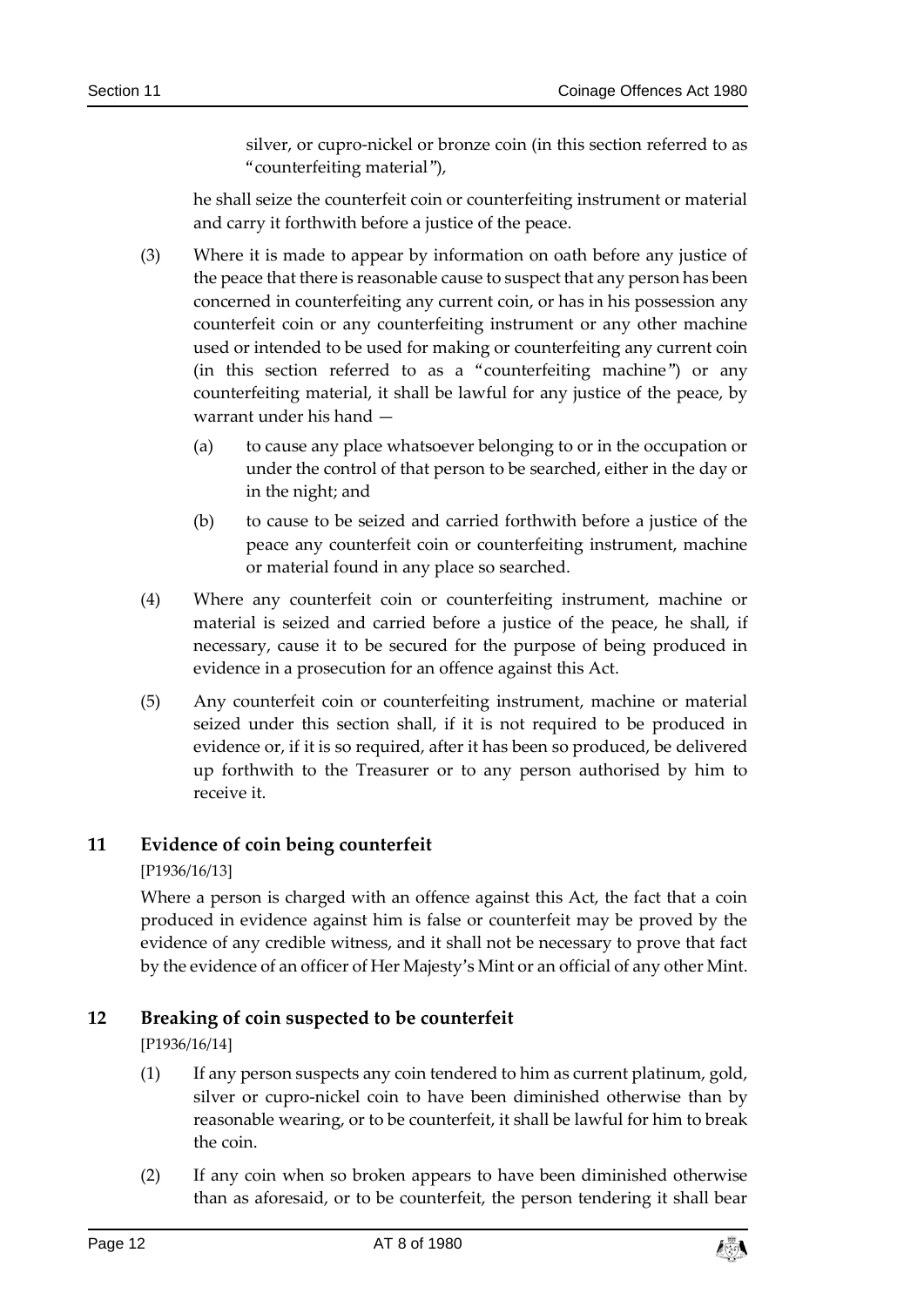silver, or cupro-nickel or bronze coin (in this section referred to as "counterfeiting material"),

he shall seize the counterfeit coin or counterfeiting instrument or material and carry it forthwith before a justice of the peace.

(3) Where it is made to appear by information on oath before any justice of the peace that there is reasonable cause to suspect that any person has been concerned in counterfeiting any current coin, or has in his possession any counterfeit coin or any counterfeiting instrument or any other machine used or intended to be used for making or counterfeiting any current coin (in this section referred to as a "counterfeiting machine") or any counterfeiting material, it shall be lawful for any justice of the peace, by warrant under his hand —

(a) to cause any place whatsoever belonging to or in the occupation or under the control of that person to be searched, either in the day or in the night; and

(b) to cause to be seized and carried forthwith before a justice of the peace any counterfeit coin or counterfeiting instrument, machine or material found in any place so searched.

(4) Where any counterfeit coin or counterfeiting instrument, machine or material is seized and carried before a justice of the peace, he shall, if necessary, cause it to be secured for the purpose of being produced in evidence in a prosecution for an offence against this Act.

(5) Any counterfeit coin or counterfeiting instrument, machine or material seized under this section shall, if it is not required to be produced in evidence or, if it is so required, after it has been so produced, be delivered up forthwith to the Treasurer or to any person authorised by him to receive it.

## 11 Evidence of coin being counterfeit

[P1936/16/13]

Where a person is charged with an offence against this Act, the fact that a coin produced in evidence against him is false or counterfeit may be proved by the evidence of any credible witness, and it shall not be necessary to prove that fact by the evidence of an officer of Her Majesty's Mint or an official of any other Mint.

## 12 Breaking of coin suspected to be counterfeit

[P1936/16/14]

(1) If any person suspects any coin tendered to him as current platinum, gold, silver or cupro-nickel coin to have been diminished otherwise than by reasonable wearing, or to be counterfeit, it shall be lawful for him to break the coin.

(2) If any coin when so broken appears to have been diminished otherwise than as aforesaid, or to be counterfeit, the person tendering it shall bear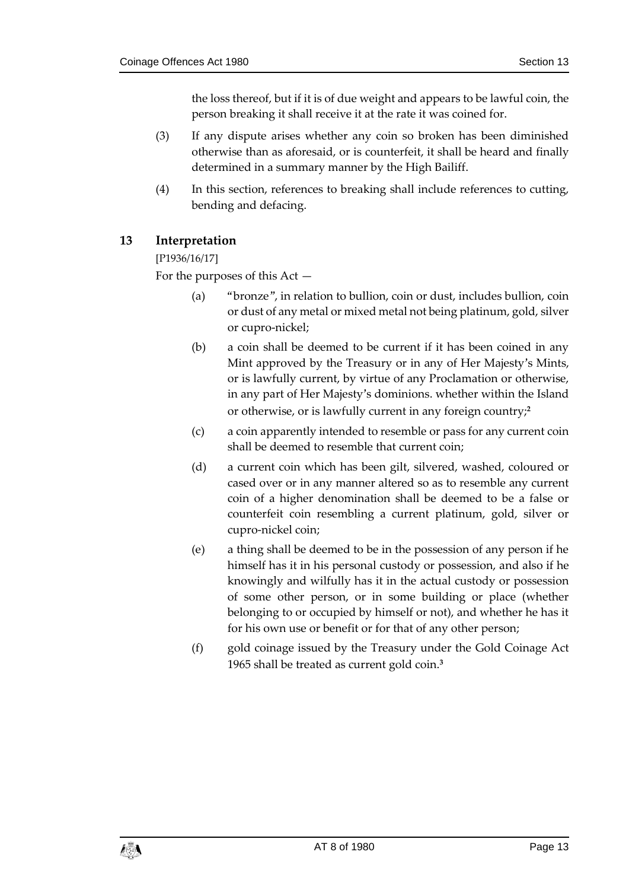the loss thereof, but if it is of due weight and appears to be lawful coin, the person breaking it shall receive it at the rate it was coined for.

(3) If any dispute arises whether any coin so broken has been diminished otherwise than as aforesaid, or is counterfeit, it shall be heard and finally determined in a summary manner by the High Bailiff.

(4) In this section, references to breaking shall include references to cutting, bending and defacing.

## 13 Interpretation

[P1936/16/17]

For the purposes of this Act —

(a) "bronze", in relation to bullion, coin or dust, includes bullion, coin or dust of any metal or mixed metal not being platinum, gold, silver or cupro-nickel;

(b) a coin shall be deemed to be current if it has been coined in any Mint approved by the Treasury or in any of Her Majesty's Mints, or is lawfully current, by virtue of any Proclamation or otherwise, in any part of Her Majesty's dominions. whether within the Island or otherwise, or is lawfully current in any foreign country;[2]

(c) a coin apparently intended to resemble or pass for any current coin shall be deemed to resemble that current coin;

(d) a current coin which has been gilt, silvered, washed, coloured or cased over or in any manner altered so as to resemble any current coin of a higher denomination shall be deemed to be a false or counterfeit coin resembling a current platinum, gold, silver or cupro-nickel coin;

(e) a thing shall be deemed to be in the possession of any person if he himself has it in his personal custody or possession, and also if he knowingly and wilfully has it in the actual custody or possession of some other person, or in some building or place (whether belonging to or occupied by himself or not), and whether he has it for his own use or benefit or for that of any other person;

(f) gold coinage issued by the Treasury under the Gold Coinage Act 1965 shall be treated as current gold coin.[3]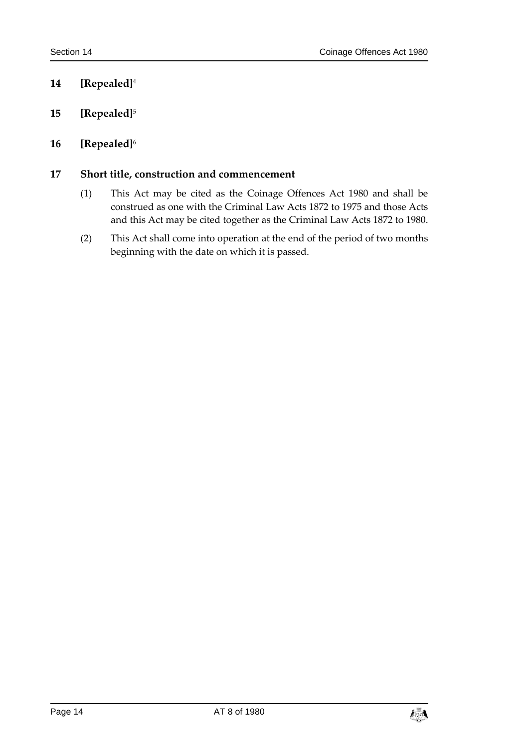## 14 [Repealed][4]

## 15 [Repealed][5]

## 16 [Repealed][6]

## 17 Short title, construction and commencement

(1) This Act may be cited as the Coinage Offences Act 1980 and shall be construed as one with the Criminal Law Acts 1872 to 1975 and those Acts and this Act may be cited together as the Criminal Law Acts 1872 to 1980.

(2) This Act shall come into operation at the end of the period of two months beginning with the date on which it is passed.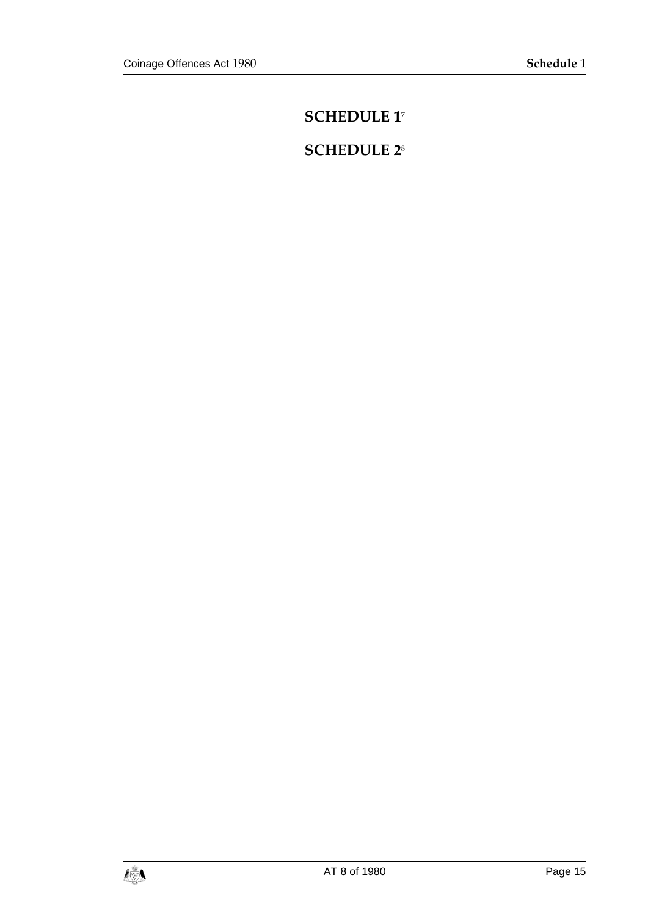# SCHEDULE 1[7]

# SCHEDULE 2[8]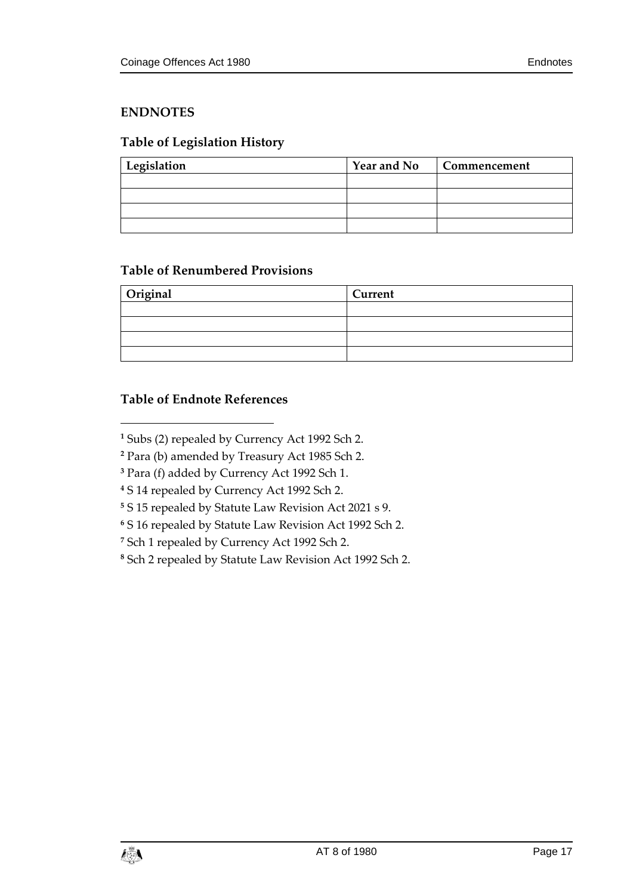## ENDNOTES

### Table of Legislation History

| Legislation | Year and No | Commencement |
|---|---|---|
| | | |
| | | |
| | | |
| | | |

### Table of Renumbered Provisions

| Original | Current |
|---|---|
| | |
| | |
| | |
| | |

### Table of Endnote References

[1] Subs (2) repealed by Currency Act 1992 Sch 2.

[2] Para (b) amended by Treasury Act 1985 Sch 2.

[3] Para (f) added by Currency Act 1992 Sch 1.

[4] S 14 repealed by Currency Act 1992 Sch 2.

[5] S 15 repealed by Statute Law Revision Act 2021 s 9.

[6] S 16 repealed by Statute Law Revision Act 1992 Sch 2.

[7] Sch 1 repealed by Currency Act 1992 Sch 2.

[8] Sch 2 repealed by Statute Law Revision Act 1992 Sch 2.